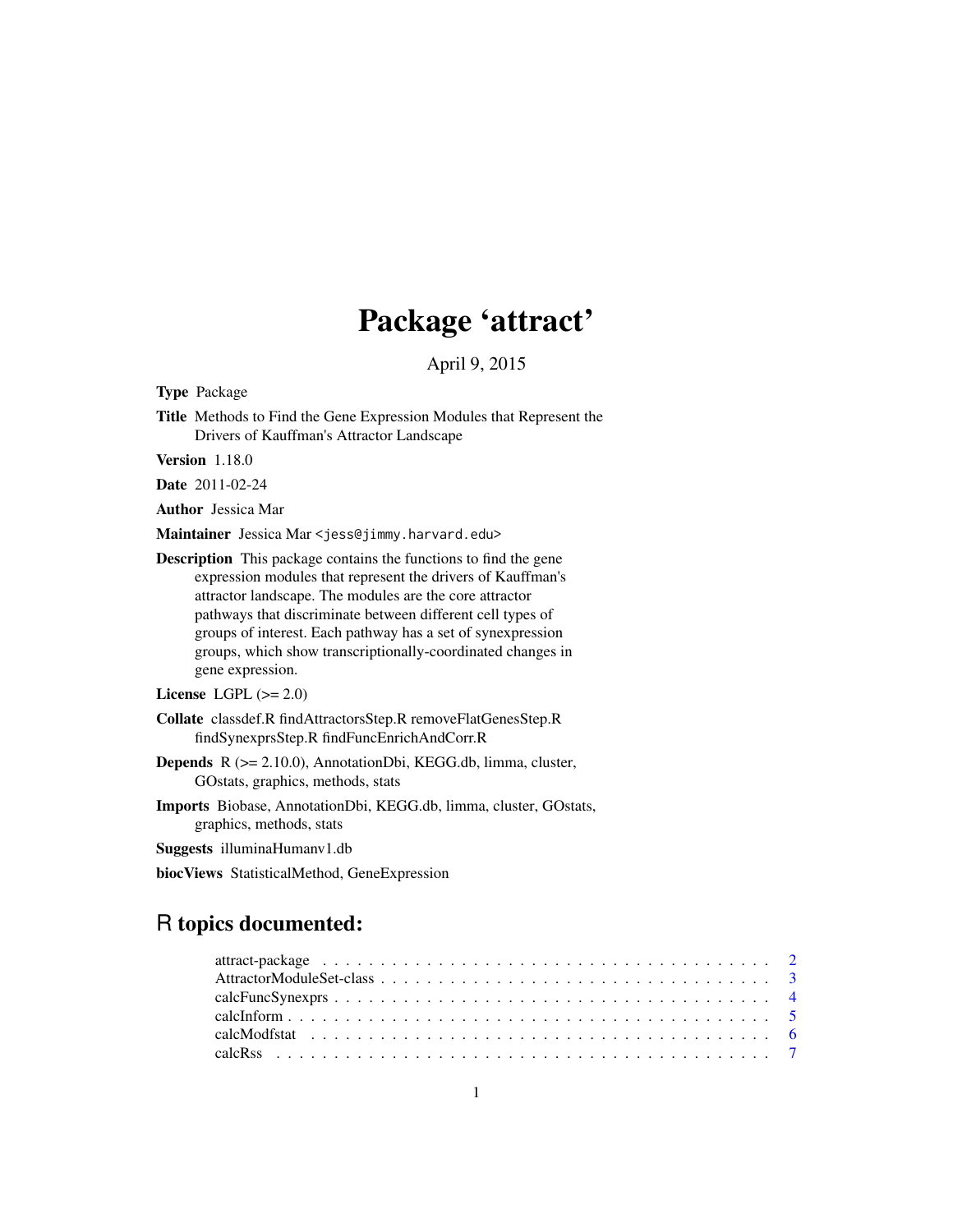# Package 'attract'

April 9, 2015

**Type** Package

**Title** Methods to Find the Gene Expression Modules that Represent the Drivers of Kauffman's Attractor Landscape

**Version** 1.18.0

**Date** 2011-02-24

**Author** Jessica Mar

**Maintainer** Jessica Mar <jess@jimmy.harvard.edu>

**Description** This package contains the functions to find the gene expression modules that represent the drivers of Kauffman's attractor landscape. The modules are the core attractor pathways that discriminate between different cell types of groups of interest. Each pathway has a set of synexpression groups, which show transcriptionally-coordinated changes in gene expression.

**License** LGPL (>= 2.0)

**Collate** classdef.R findAttractorsStep.R removeFlatGenesStep.R findSynexprsStep.R findFuncEnrichAndCorr.R

**Depends** R (>= 2.10.0), AnnotationDbi, KEGG.db, limma, cluster, GOstats, graphics, methods, stats

**Imports** Biobase, AnnotationDbi, KEGG.db, limma, cluster, GOstats, graphics, methods, stats

**Suggests** illuminaHumanv1.db

**biocViews** StatisticalMethod, GeneExpression

## R topics documented:

- attract-package . . . . . . . . . . . . . . . . . . . . . . . . . . . . . . . . . . . . . . . 2
- AttractorModuleSet-class . . . . . . . . . . . . . . . . . . . . . . . . . . . . . . . . . . 3
- calcFuncSynexprs . . . . . . . . . . . . . . . . . . . . . . . . . . . . . . . . . . . . . . 4
- calcInform . . . . . . . . . . . . . . . . . . . . . . . . . . . . . . . . . . . . . . . . . 5
- calcModfstat . . . . . . . . . . . . . . . . . . . . . . . . . . . . . . . . . . . . . . . . 6
- calcRss . . . . . . . . . . . . . . . . . . . . . . . . . . . . . . . . . . . . . . . . . . . 7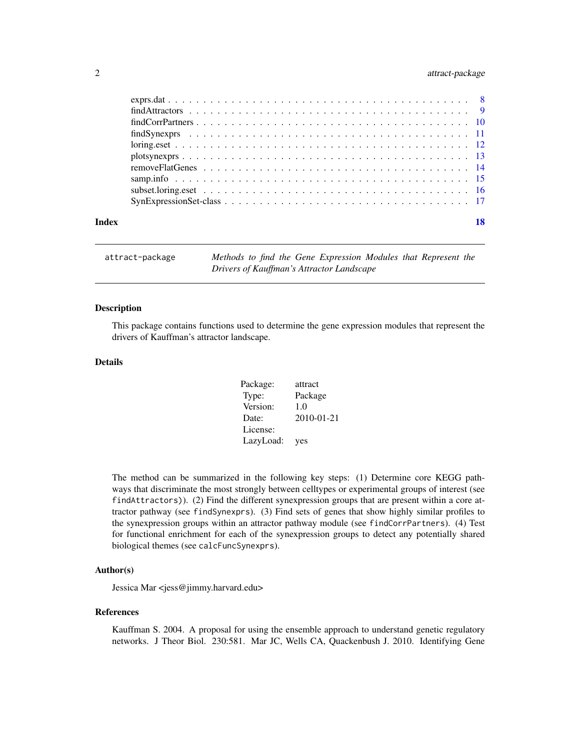exprs.dat . . . . . . . . . . . . . . . . . . . . . . . . . . . . . . . . . . . . . . . . . 8
findAttractors . . . . . . . . . . . . . . . . . . . . . . . . . . . . . . . . . . . . . . . 9
findCorrPartners . . . . . . . . . . . . . . . . . . . . . . . . . . . . . . . . . . . . . . 10
findSynexprs . . . . . . . . . . . . . . . . . . . . . . . . . . . . . . . . . . . . . . . . 11
loring.eset . . . . . . . . . . . . . . . . . . . . . . . . . . . . . . . . . . . . . . . . . 12
plotsynexprs . . . . . . . . . . . . . . . . . . . . . . . . . . . . . . . . . . . . . . . . 13
removeFlatGenes . . . . . . . . . . . . . . . . . . . . . . . . . . . . . . . . . . . . . . 14
samp.info . . . . . . . . . . . . . . . . . . . . . . . . . . . . . . . . . . . . . . . . . . 15
subset.loring.eset . . . . . . . . . . . . . . . . . . . . . . . . . . . . . . . . . . . . . . 16
SynExpressionSet-class . . . . . . . . . . . . . . . . . . . . . . . . . . . . . . . . . . . 17

**Index** **18**

---

attract-package *Methods to find the Gene Expression Modules that Represent the Drivers of Kauffman's Attractor Landscape*

---

## Description

This package contains functions used to determine the gene expression modules that represent the drivers of Kauffman's attractor landscape.

## Details

| | |
|---|---|
| Package: | attract |
| Type: | Package |
| Version: | 1.0 |
| Date: | 2010-01-21 |
| License: | |
| LazyLoad: | yes |

The method can be summarized in the following key steps: (1) Determine core KEGG pathways that discriminate the most strongly between celltypes or experimental groups of interest (see `findAttractors`)). (2) Find the different synexpression groups that are present within a core attractor pathway (see `findSynexprs`). (3) Find sets of genes that show highly similar profiles to the synexpression groups within an attractor pathway module (see `findCorrPartners`). (4) Test for functional enrichment for each of the synexpression groups to detect any potentially shared biological themes (see `calcFuncSynexprs`).

## Author(s)

Jessica Mar <jess@jimmy.harvard.edu>

## References

Kauffman S. 2004. A proposal for using the ensemble approach to understand genetic regulatory networks. J Theor Biol. 230:581. Mar JC, Wells CA, Quackenbush J. 2010. Identifying Gene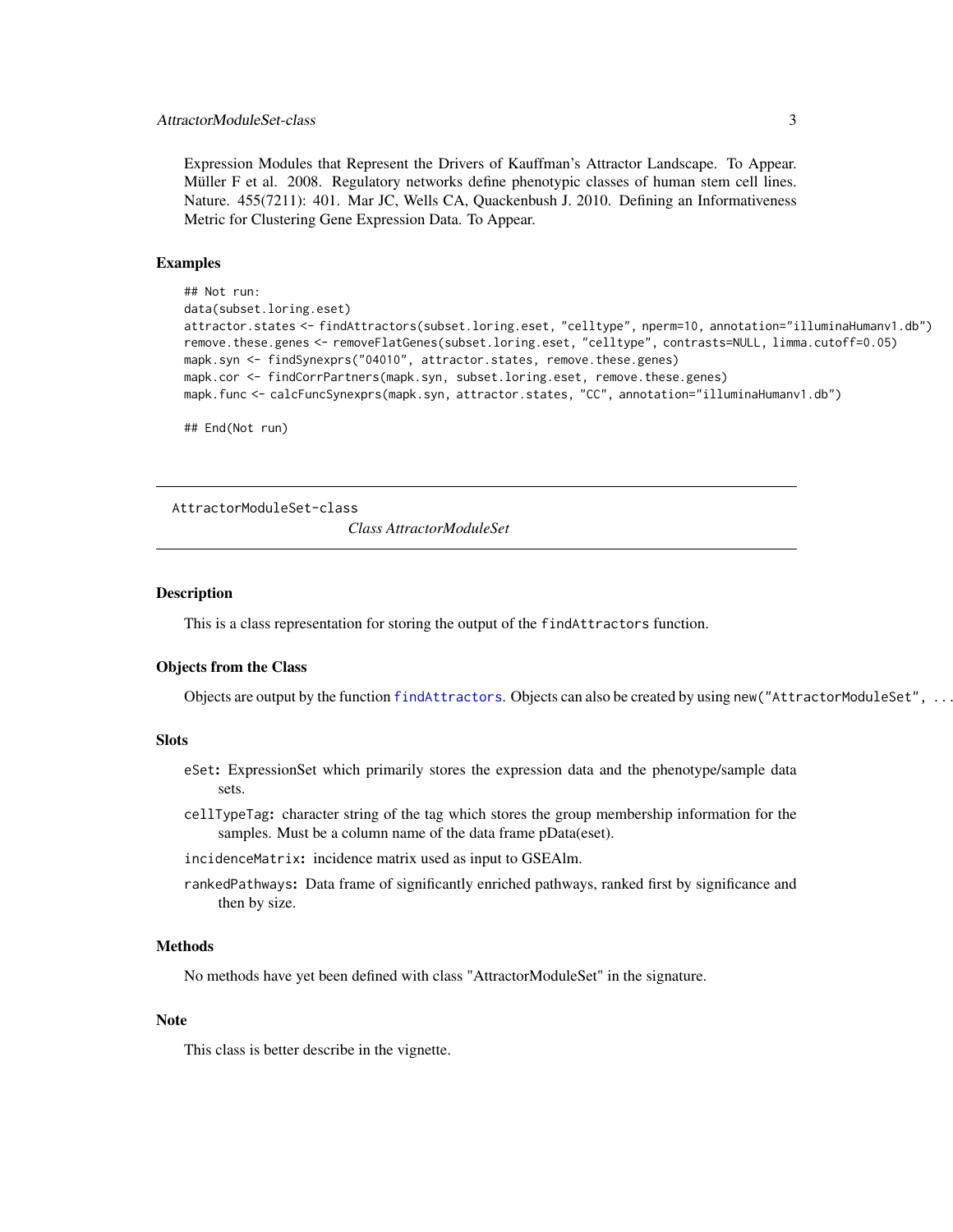Expression Modules that Represent the Drivers of Kauffman's Attractor Landscape. To Appear. Müller F et al. 2008. Regulatory networks define phenotypic classes of human stem cell lines. Nature. 455(7211): 401. Mar JC, Wells CA, Quackenbush J. 2010. Defining an Informativeness Metric for Clustering Gene Expression Data. To Appear.

## Examples

```
## Not run:
data(subset.loring.eset)
attractor.states <- findAttractors(subset.loring.eset, "celltype", nperm=10, annotation="illuminaHumanv1.db")
remove.these.genes <- removeFlatGenes(subset.loring.eset, "celltype", contrasts=NULL, limma.cutoff=0.05)
mapk.syn <- findSynexprs("04010", attractor.states, remove.these.genes)
mapk.cor <- findCorrPartners(mapk.syn, subset.loring.eset, remove.these.genes)
mapk.func <- calcFuncSynexprs(mapk.syn, attractor.states, "CC", annotation="illuminaHumanv1.db")

## End(Not run)
```

---

# AttractorModuleSet-class    *Class AttractorModuleSet*

---

## Description

This is a class representation for storing the output of the `findAttractors` function.

## Objects from the Class

Objects are output by the function `findAttractors`. Objects can also be created by using `new("AttractorModuleSet", ...`

## Slots

- `eSet`: ExpressionSet which primarily stores the expression data and the phenotype/sample data sets.
- `cellTypeTag`: character string of the tag which stores the group membership information for the samples. Must be a column name of the data frame pData(eset).
- `incidenceMatrix`: incidence matrix used as input to GSEAlm.
- `rankedPathways`: Data frame of significantly enriched pathways, ranked first by significance and then by size.

## Methods

No methods have yet been defined with class "AttractorModuleSet" in the signature.

## Note

This class is better describe in the vignette.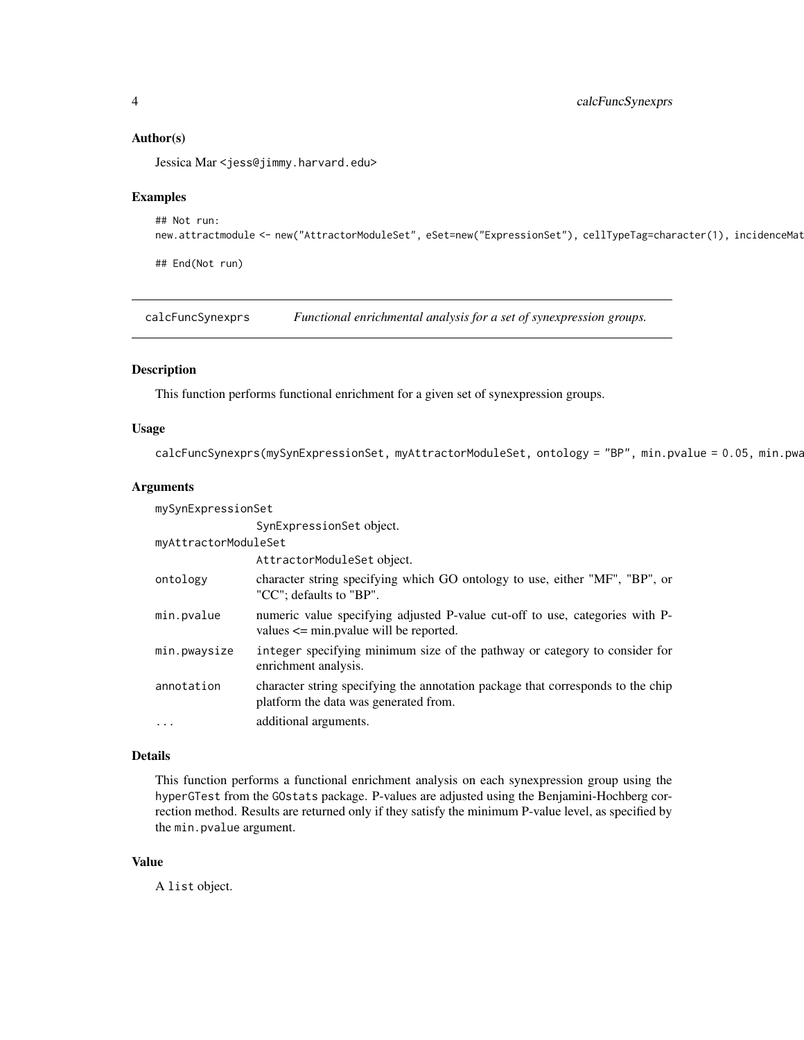## Author(s)

Jessica Mar <jess@jimmy.harvard.edu>

## Examples

```
## Not run:
new.attractmodule <- new("AttractorModuleSet", eSet=new("ExpressionSet"), cellTypeTag=character(1), incidenceMat

## End(Not run)
```

---

# calcFuncSynexprs — *Functional enrichmental analysis for a set of synexpression groups.*

## Description

This function performs functional enrichment for a given set of synexpression groups.

## Usage

```
calcFuncSynexprs(mySynExpressionSet, myAttractorModuleSet, ontology = "BP", min.pvalue = 0.05, min.pwa
```

## Arguments

| Argument | Description |
|---|---|
| mySynExpressionSet | SynExpressionSet object. |
| myAttractorModuleSet | AttractorModuleSet object. |
| ontology | character string specifying which GO ontology to use, either "MF", "BP", or "CC"; defaults to "BP". |
| min.pvalue | numeric value specifying adjusted P-value cut-off to use, categories with P-values <= min.pvalue will be reported. |
| min.pwaysize | integer specifying minimum size of the pathway or category to consider for enrichment analysis. |
| annotation | character string specifying the annotation package that corresponds to the chip platform the data was generated from. |
| ... | additional arguments. |

## Details

This function performs a functional enrichment analysis on each synexpression group using the hyperGTest from the GOstats package. P-values are adjusted using the Benjamini-Hochberg correction method. Results are returned only if they satisfy the minimum P-value level, as specified by the min.pvalue argument.

## Value

A list object.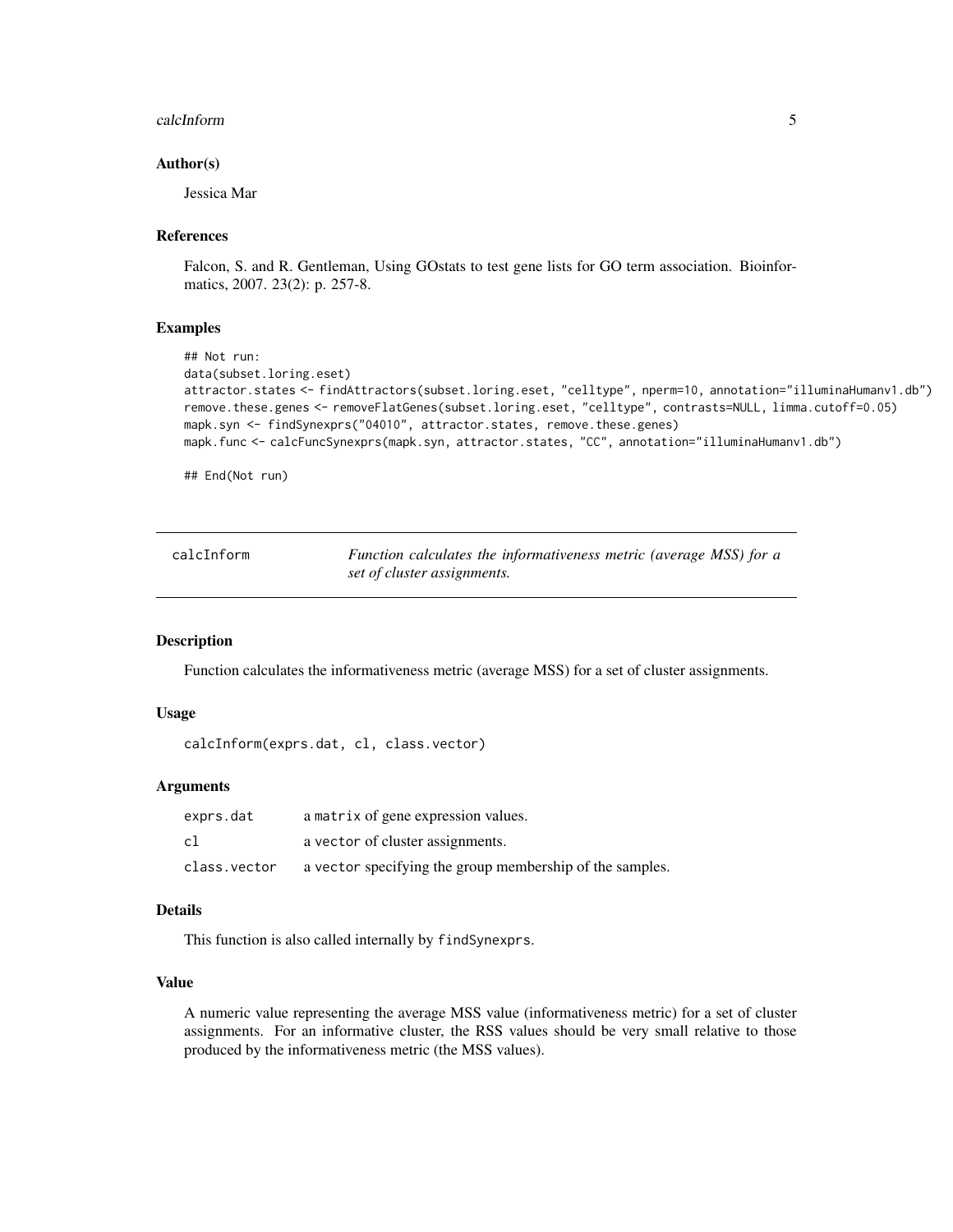### Author(s)

Jessica Mar

### References

Falcon, S. and R. Gentleman, Using GOstats to test gene lists for GO term association. Bioinformatics, 2007. 23(2): p. 257-8.

### Examples

```
## Not run:
data(subset.loring.eset)
attractor.states <- findAttractors(subset.loring.eset, "celltype", nperm=10, annotation="illuminaHumanv1.db")
remove.these.genes <- removeFlatGenes(subset.loring.eset, "celltype", contrasts=NULL, limma.cutoff=0.05)
mapk.syn <- findSynexprs("04010", attractor.states, remove.these.genes)
mapk.func <- calcFuncSynexprs(mapk.syn, attractor.states, "CC", annotation="illuminaHumanv1.db")

## End(Not run)
```

---

## calcInform — *Function calculates the informativeness metric (average MSS) for a set of cluster assignments.*

---

### Description

Function calculates the informativeness metric (average MSS) for a set of cluster assignments.

### Usage

```
calcInform(exprs.dat, cl, class.vector)
```

### Arguments

| | |
|---|---|
| exprs.dat | a matrix of gene expression values. |
| cl | a vector of cluster assignments. |
| class.vector | a vector specifying the group membership of the samples. |

### Details

This function is also called internally by findSynexprs.

### Value

A numeric value representing the average MSS value (informativeness metric) for a set of cluster assignments. For an informative cluster, the RSS values should be very small relative to those produced by the informativeness metric (the MSS values).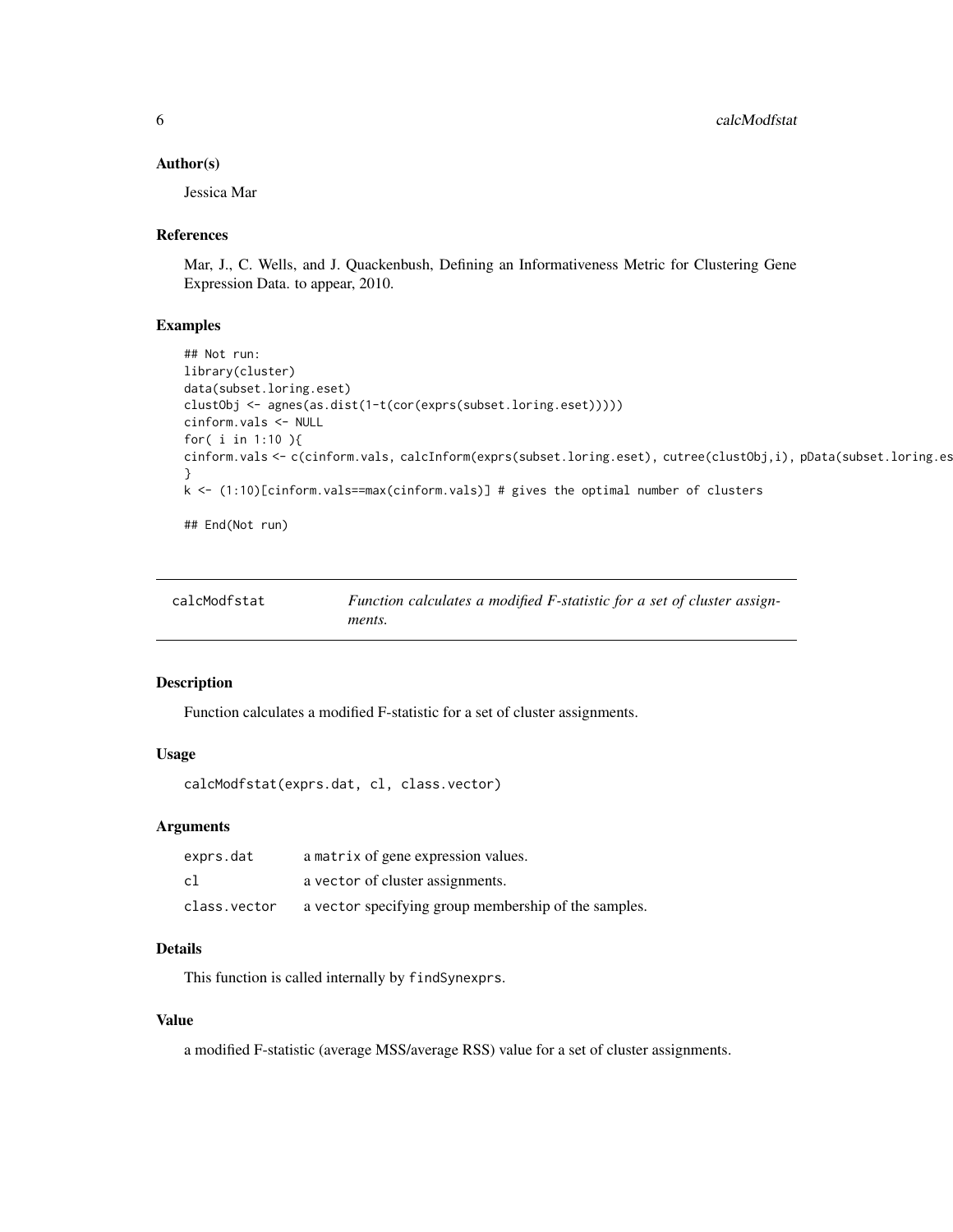## Author(s)

Jessica Mar

## References

Mar, J., C. Wells, and J. Quackenbush, Defining an Informativeness Metric for Clustering Gene Expression Data. to appear, 2010.

## Examples

```
## Not run:
library(cluster)
data(subset.loring.eset)
clustObj <- agnes(as.dist(1-t(cor(exprs(subset.loring.eset)))))
cinform.vals <- NULL
for( i in 1:10 ){
cinform.vals <- c(cinform.vals, calcInform(exprs(subset.loring.eset), cutree(clustObj,i), pData(subset.loring.es
}
k <- (1:10)[cinform.vals==max(cinform.vals)] # gives the optimal number of clusters

## End(Not run)
```

---

# calcModfstat — *Function calculates a modified F-statistic for a set of cluster assignments.*

## Description

Function calculates a modified F-statistic for a set of cluster assignments.

## Usage

```
calcModfstat(exprs.dat, cl, class.vector)
```

## Arguments

| | |
|---|---|
| exprs.dat | a `matrix` of gene expression values. |
| cl | a `vector` of cluster assignments. |
| class.vector | a `vector` specifying group membership of the samples. |

## Details

This function is called internally by `findSynexprs`.

## Value

a modified F-statistic (average MSS/average RSS) value for a set of cluster assignments.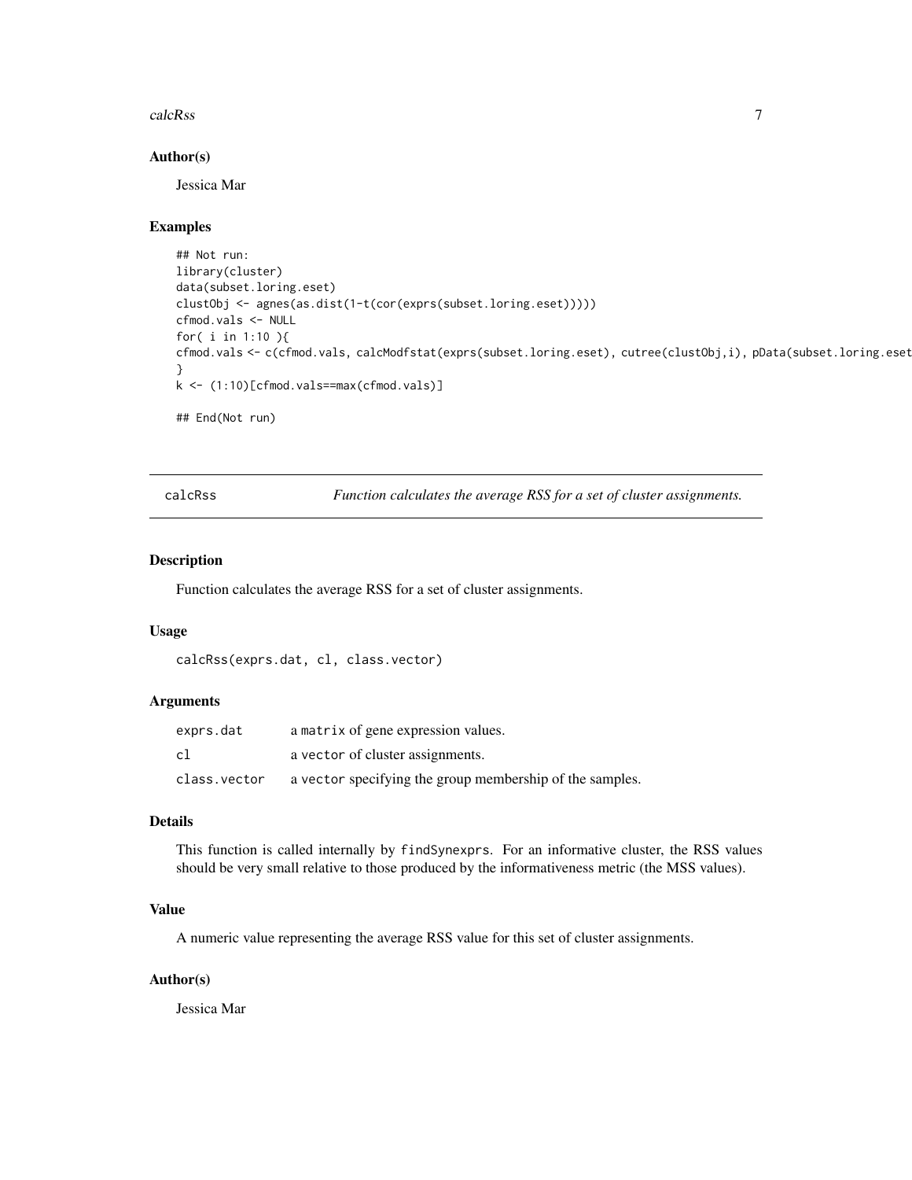### Author(s)

Jessica Mar

### Examples

```
## Not run:
library(cluster)
data(subset.loring.eset)
clustObj <- agnes(as.dist(1-t(cor(exprs(subset.loring.eset)))))
cfmod.vals <- NULL
for( i in 1:10 ){
cfmod.vals <- c(cfmod.vals, calcModfstat(exprs(subset.loring.eset), cutree(clustObj,i), pData(subset.loring.eset
}
k <- (1:10)[cfmod.vals==max(cfmod.vals)]

## End(Not run)
```

---

## calcRss — *Function calculates the average RSS for a set of cluster assignments.*

### Description

Function calculates the average RSS for a set of cluster assignments.

### Usage

```
calcRss(exprs.dat, cl, class.vector)
```

### Arguments

| | |
|---|---|
| `exprs.dat` | a `matrix` of gene expression values. |
| `cl` | a `vector` of cluster assignments. |
| `class.vector` | a `vector` specifying the group membership of the samples. |

### Details

This function is called internally by `findSynexprs`. For an informative cluster, the RSS values should be very small relative to those produced by the informativeness metric (the MSS values).

### Value

A numeric value representing the average RSS value for this set of cluster assignments.

### Author(s)

Jessica Mar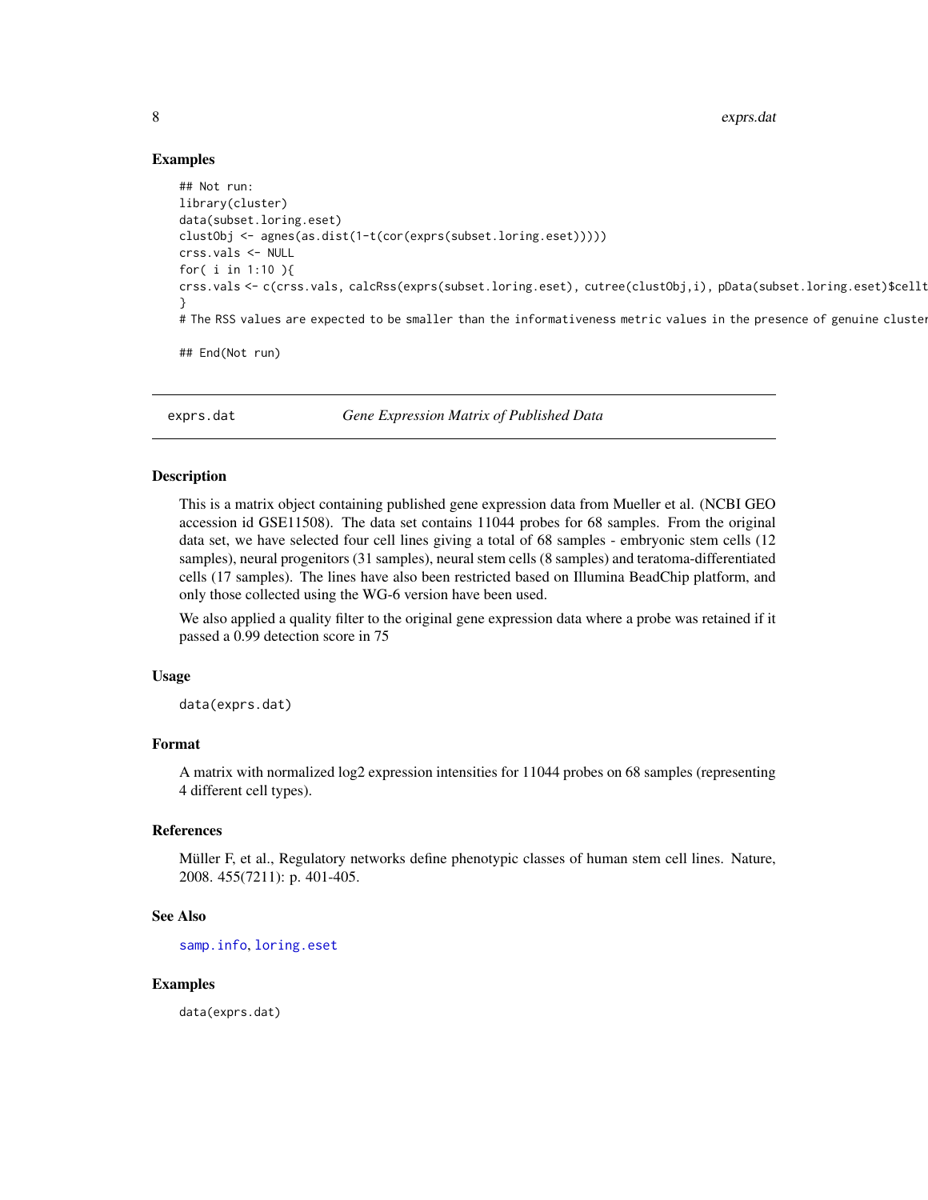## Examples

```
## Not run:
library(cluster)
data(subset.loring.eset)
clustObj <- agnes(as.dist(1-t(cor(exprs(subset.loring.eset)))))
crss.vals <- NULL
for( i in 1:10 ){
crss.vals <- c(crss.vals, calcRss(exprs(subset.loring.eset), cutree(clustObj,i), pData(subset.loring.eset)$cellt
}
# The RSS values are expected to be smaller than the informativeness metric values in the presence of genuine cluster

## End(Not run)
```

---

## exprs.dat — *Gene Expression Matrix of Published Data*

---

### Description

This is a matrix object containing published gene expression data from Mueller et al. (NCBI GEO accession id GSE11508). The data set contains 11044 probes for 68 samples. From the original data set, we have selected four cell lines giving a total of 68 samples - embryonic stem cells (12 samples), neural progenitors (31 samples), neural stem cells (8 samples) and teratoma-differentiated cells (17 samples). The lines have also been restricted based on Illumina BeadChip platform, and only those collected using the WG-6 version have been used.

We also applied a quality filter to the original gene expression data where a probe was retained if it passed a 0.99 detection score in 75

### Usage

```
data(exprs.dat)
```

### Format

A matrix with normalized log2 expression intensities for 11044 probes on 68 samples (representing 4 different cell types).

### References

Müller F, et al., Regulatory networks define phenotypic classes of human stem cell lines. Nature, 2008. 455(7211): p. 401-405.

### See Also

samp.info, loring.eset

### Examples

```
data(exprs.dat)
```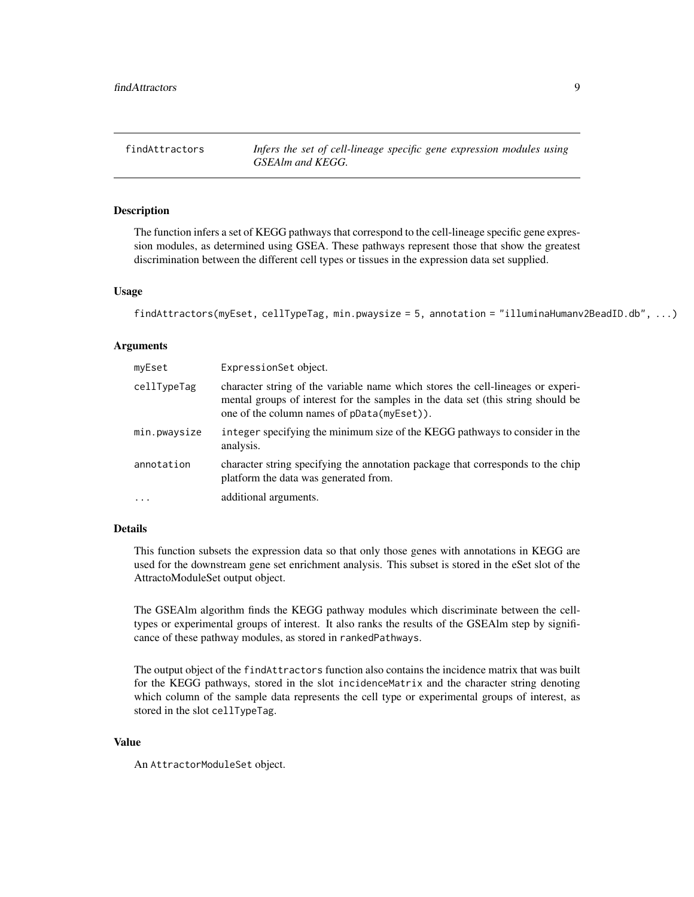findAttractors — *Infers the set of cell-lineage specific gene expression modules using GSEAlm and KEGG.*

### Description

The function infers a set of KEGG pathways that correspond to the cell-lineage specific gene expression modules, as determined using GSEA. These pathways represent those that show the greatest discrimination between the different cell types or tissues in the expression data set supplied.

### Usage

```
findAttractors(myEset, cellTypeTag, min.pwaysize = 5, annotation = "illuminaHumanv2BeadID.db", ...)
```

### Arguments

| | |
|---|---|
| myEset | ExpressionSet object. |
| cellTypeTag | character string of the variable name which stores the cell-lineages or experimental groups of interest for the samples in the data set (this string should be one of the column names of pData(myEset)). |
| min.pwaysize | integer specifying the minimum size of the KEGG pathways to consider in the analysis. |
| annotation | character string specifying the annotation package that corresponds to the chip platform the data was generated from. |
| ... | additional arguments. |

### Details

This function subsets the expression data so that only those genes with annotations in KEGG are used for the downstream gene set enrichment analysis. This subset is stored in the eSet slot of the AttractoModuleSet output object.

The GSEAlm algorithm finds the KEGG pathway modules which discriminate between the cell-types or experimental groups of interest. It also ranks the results of the GSEAlm step by significance of these pathway modules, as stored in rankedPathways.

The output object of the findAttractors function also contains the incidence matrix that was built for the KEGG pathways, stored in the slot incidenceMatrix and the character string denoting which column of the sample data represents the cell type or experimental groups of interest, as stored in the slot cellTypeTag.

### Value

An AttractorModuleSet object.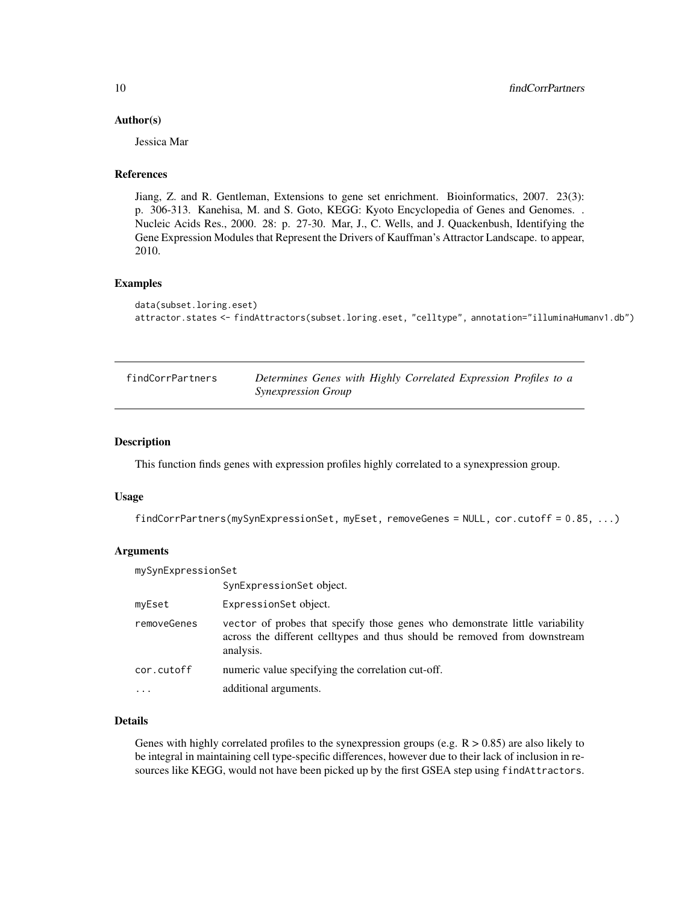### Author(s)

Jessica Mar

### References

Jiang, Z. and R. Gentleman, Extensions to gene set enrichment. Bioinformatics, 2007. 23(3): p. 306-313. Kanehisa, M. and S. Goto, KEGG: Kyoto Encyclopedia of Genes and Genomes. . Nucleic Acids Res., 2000. 28: p. 27-30. Mar, J., C. Wells, and J. Quackenbush, Identifying the Gene Expression Modules that Represent the Drivers of Kauffman's Attractor Landscape. to appear, 2010.

### Examples

```
data(subset.loring.eset)
attractor.states <- findAttractors(subset.loring.eset, "celltype", annotation="illuminaHumanv1.db")
```

---

## findCorrPartners — *Determines Genes with Highly Correlated Expression Profiles to a Synexpression Group*

### Description

This function finds genes with expression profiles highly correlated to a synexpression group.

### Usage

```
findCorrPartners(mySynExpressionSet, myEset, removeGenes = NULL, cor.cutoff = 0.85, ...)
```

### Arguments

| | |
|---|---|
| mySynExpressionSet | SynExpressionSet object. |
| myEset | ExpressionSet object. |
| removeGenes | vector of probes that specify those genes who demonstrate little variability across the different celltypes and thus should be removed from downstream analysis. |
| cor.cutoff | numeric value specifying the correlation cut-off. |
| ... | additional arguments. |

### Details

Genes with highly correlated profiles to the synexpression groups (e.g. $R > 0.85$) are also likely to be integral in maintaining cell type-specific differences, however due to their lack of inclusion in resources like KEGG, would not have been picked up by the first GSEA step using `findAttractors`.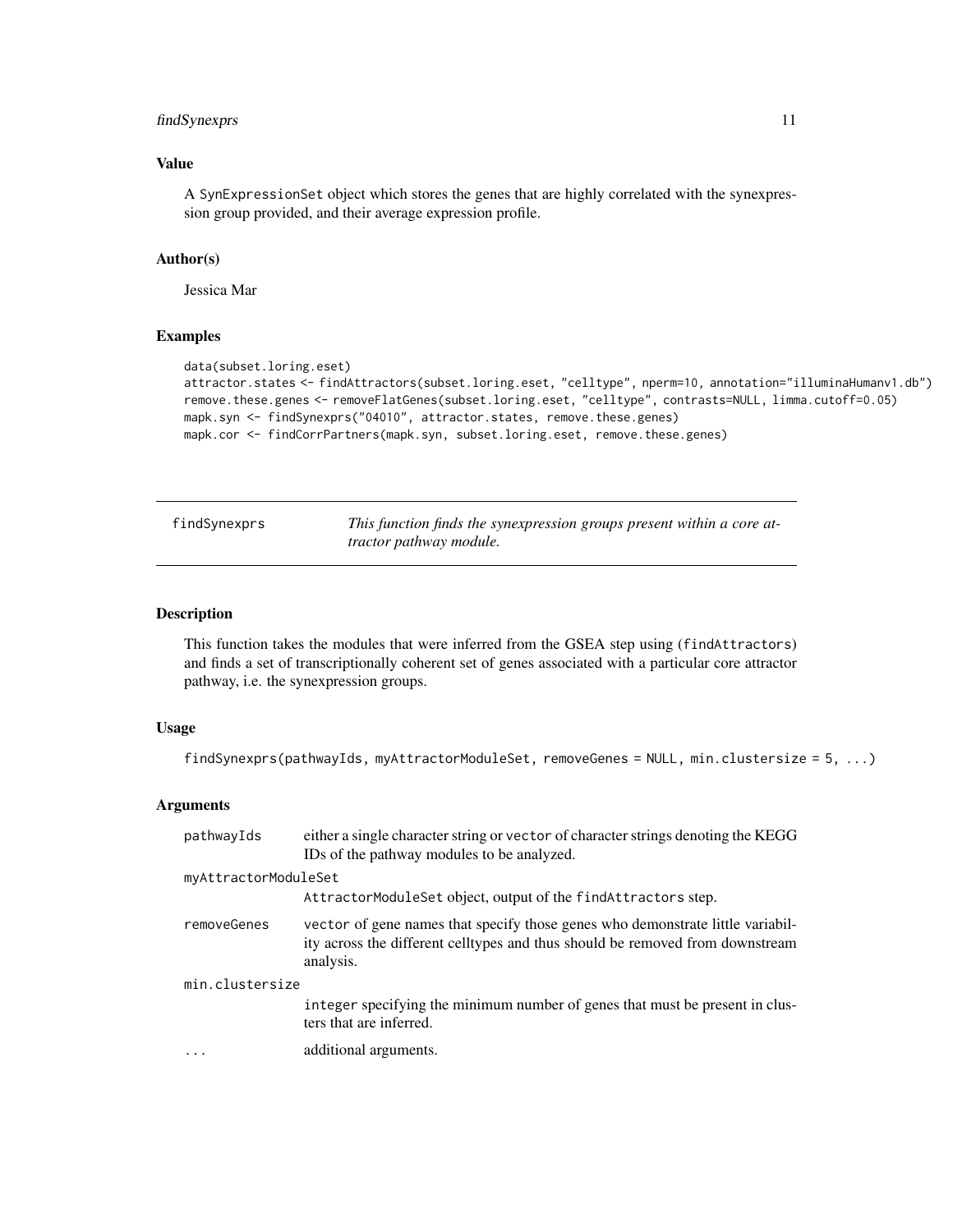### Value

A SynExpressionSet object which stores the genes that are highly correlated with the synexpression group provided, and their average expression profile.

### Author(s)

Jessica Mar

### Examples

```
data(subset.loring.eset)
attractor.states <- findAttractors(subset.loring.eset, "celltype", nperm=10, annotation="illuminaHumanv1.db")
remove.these.genes <- removeFlatGenes(subset.loring.eset, "celltype", contrasts=NULL, limma.cutoff=0.05)
mapk.syn <- findSynexprs("04010", attractor.states, remove.these.genes)
mapk.cor <- findCorrPartners(mapk.syn, subset.loring.eset, remove.these.genes)
```

---

## findSynexprs — *This function finds the synexpression groups present within a core attractor pathway module.*

---

### Description

This function takes the modules that were inferred from the GSEA step using (findAttractors) and finds a set of transcriptionally coherent set of genes associated with a particular core attractor pathway, i.e. the synexpression groups.

### Usage

```
findSynexprs(pathwayIds, myAttractorModuleSet, removeGenes = NULL, min.clustersize = 5, ...)
```

### Arguments

- `pathwayIds` — either a single character string or vector of character strings denoting the KEGG IDs of the pathway modules to be analyzed.
- `myAttractorModuleSet` — AttractorModuleSet object, output of the findAttractors step.
- `removeGenes` — vector of gene names that specify those genes who demonstrate little variability across the different celltypes and thus should be removed from downstream analysis.
- `min.clustersize` — integer specifying the minimum number of genes that must be present in clusters that are inferred.
- `...` — additional arguments.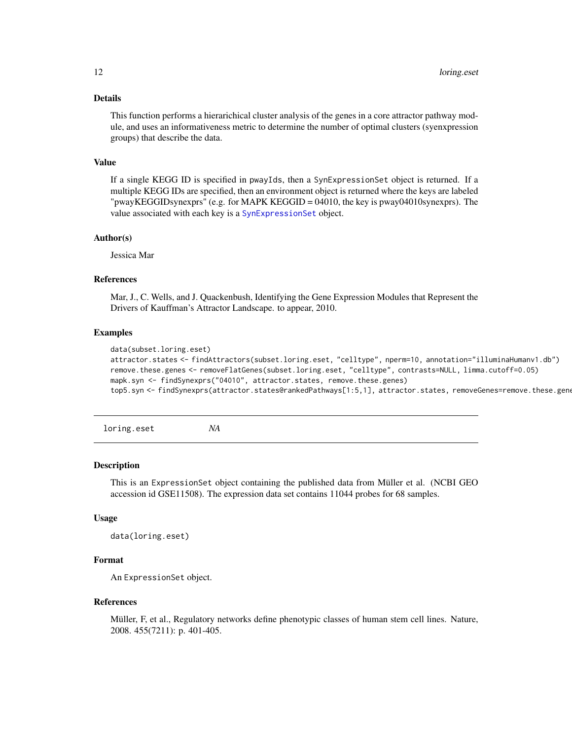### Details

This function performs a hierarichical cluster analysis of the genes in a core attractor pathway module, and uses an informativeness metric to determine the number of optimal clusters (syenxpression groups) that describe the data.

### Value

If a single KEGG ID is specified in pwayIds, then a SynExpressionSet object is returned. If a multiple KEGG IDs are specified, then an environment object is returned where the keys are labeled "pwayKEGGIDsynexprs" (e.g. for MAPK KEGGID = 04010, the key is pway04010synexprs). The value associated with each key is a SynExpressionSet object.

### Author(s)

Jessica Mar

### References

Mar, J., C. Wells, and J. Quackenbush, Identifying the Gene Expression Modules that Represent the Drivers of Kauffman's Attractor Landscape. to appear, 2010.

### Examples

```
data(subset.loring.eset)
attractor.states <- findAttractors(subset.loring.eset, "celltype", nperm=10, annotation="illuminaHumanv1.db")
remove.these.genes <- removeFlatGenes(subset.loring.eset, "celltype", contrasts=NULL, limma.cutoff=0.05)
mapk.syn <- findSynexprs("04010", attractor.states, remove.these.genes)
top5.syn <- findSynexprs(attractor.states@rankedPathways[1:5,1], attractor.states, removeGenes=remove.these.gene
```

---

## loring.eset *NA*

### Description

This is an ExpressionSet object containing the published data from Müller et al. (NCBI GEO accession id GSE11508). The expression data set contains 11044 probes for 68 samples.

### Usage

```
data(loring.eset)
```

### Format

An ExpressionSet object.

### References

Müller, F, et al., Regulatory networks define phenotypic classes of human stem cell lines. Nature, 2008. 455(7211): p. 401-405.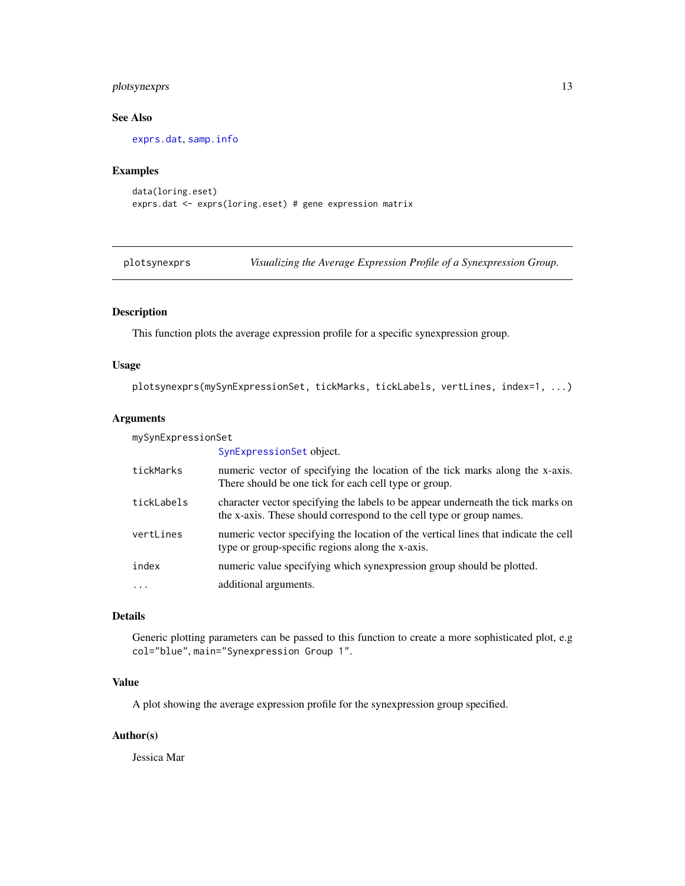### See Also

exprs.dat, samp.info

### Examples

```
data(loring.eset)
exprs.dat <- exprs(loring.eset) # gene expression matrix
```

---

## plotsynexprs — *Visualizing the Average Expression Profile of a Synexpression Group.*

---

### Description

This function plots the average expression profile for a specific synexpression group.

### Usage

```
plotsynexprs(mySynExpressionSet, tickMarks, tickLabels, vertLines, index=1, ...)
```

### Arguments

| Argument | Description |
|---|---|
| mySynExpressionSet | SynExpressionSet object. |
| tickMarks | numeric vector of specifying the location of the tick marks along the x-axis. There should be one tick for each cell type or group. |
| tickLabels | character vector specifying the labels to be appear underneath the tick marks on the x-axis. These should correspond to the cell type or group names. |
| vertLines | numeric vector specifying the location of the vertical lines that indicate the cell type or group-specific regions along the x-axis. |
| index | numeric value specifying which synexpression group should be plotted. |
| ... | additional arguments. |

### Details

Generic plotting parameters can be passed to this function to create a more sophisticated plot, e.g `col="blue"`, `main="Synexpression Group 1"`.

### Value

A plot showing the average expression profile for the synexpression group specified.

### Author(s)

Jessica Mar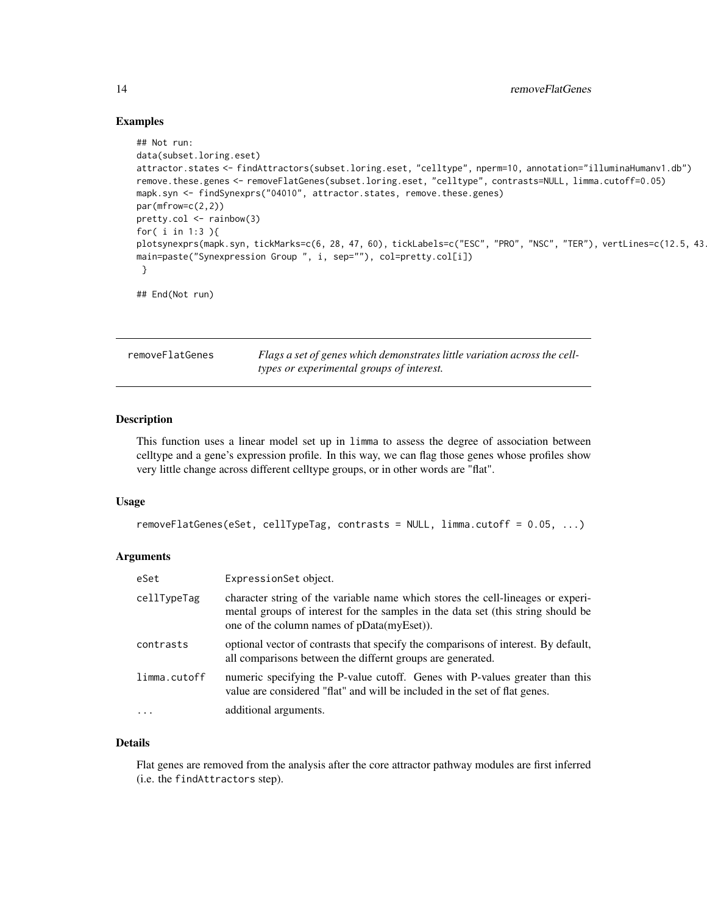## Examples

```
## Not run:
data(subset.loring.eset)
attractor.states <- findAttractors(subset.loring.eset, "celltype", nperm=10, annotation="illuminaHumanv1.db")
remove.these.genes <- removeFlatGenes(subset.loring.eset, "celltype", contrasts=NULL, limma.cutoff=0.05)
mapk.syn <- findSynexprs("04010", attractor.states, remove.these.genes)
par(mfrow=c(2,2))
pretty.col <- rainbow(3)
for( i in 1:3 ){
plotsynexprs(mapk.syn, tickMarks=c(6, 28, 47, 60), tickLabels=c("ESC", "PRO", "NSC", "TER"), vertLines=c(12.5, 43.
main=paste("Synexpression Group ", i, sep=""), col=pretty.col[i])
 }

## End(Not run)
```

---

| removeFlatGenes | *Flags a set of genes which demonstrates little variation across the cell-types or experimental groups of interest.* |
|---|---|

## Description

This function uses a linear model set up in limma to assess the degree of association between celltype and a gene's expression profile. In this way, we can flag those genes whose profiles show very little change across different celltype groups, or in other words are "flat".

## Usage

```
removeFlatGenes(eSet, cellTypeTag, contrasts = NULL, limma.cutoff = 0.05, ...)
```

## Arguments

| | |
|---|---|
| eSet | ExpressionSet object. |
| cellTypeTag | character string of the variable name which stores the cell-lineages or experimental groups of interest for the samples in the data set (this string should be one of the column names of pData(myEset)). |
| contrasts | optional vector of contrasts that specify the comparisons of interest. By default, all comparisons between the differnt groups are generated. |
| limma.cutoff | numeric specifying the P-value cutoff. Genes with P-values greater than this value are considered "flat" and will be included in the set of flat genes. |
| ... | additional arguments. |

## Details

Flat genes are removed from the analysis after the core attractor pathway modules are first inferred (i.e. the findAttractors step).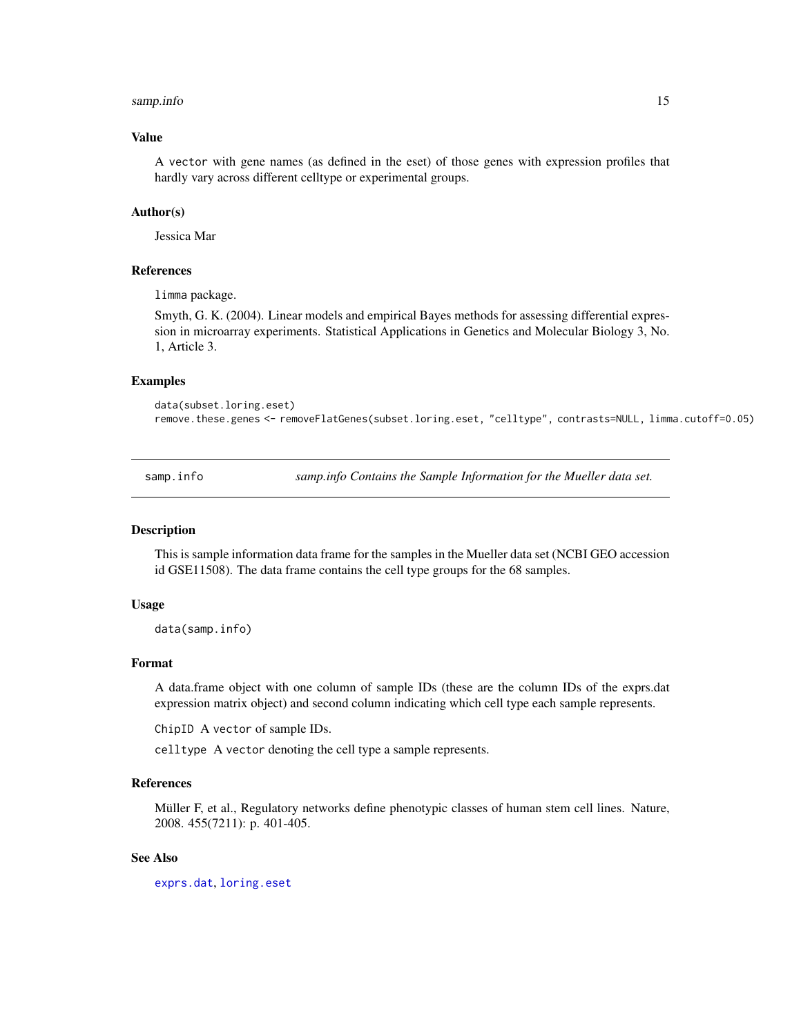### Value

A `vector` with gene names (as defined in the eset) of those genes with expression profiles that hardly vary across different celltype or experimental groups.

### Author(s)

Jessica Mar

### References

`limma` package.

Smyth, G. K. (2004). Linear models and empirical Bayes methods for assessing differential expression in microarray experiments. Statistical Applications in Genetics and Molecular Biology 3, No. 1, Article 3.

### Examples

```
data(subset.loring.eset)
remove.these.genes <- removeFlatGenes(subset.loring.eset, "celltype", contrasts=NULL, limma.cutoff=0.05)
```

---

## samp.info &nbsp;&nbsp;&nbsp; *samp.info Contains the Sample Information for the Mueller data set.*

---

### Description

This is sample information data frame for the samples in the Mueller data set (NCBI GEO accession id GSE11508). The data frame contains the cell type groups for the 68 samples.

### Usage

```
data(samp.info)
```

### Format

A data.frame object with one column of sample IDs (these are the column IDs of the exprs.dat expression matrix object) and second column indicating which cell type each sample represents.

`ChipID` A `vector` of sample IDs.

`celltype` A `vector` denoting the cell type a sample represents.

### References

Müller F, et al., Regulatory networks define phenotypic classes of human stem cell lines. Nature, 2008. 455(7211): p. 401-405.

### See Also

`exprs.dat`, `loring.eset`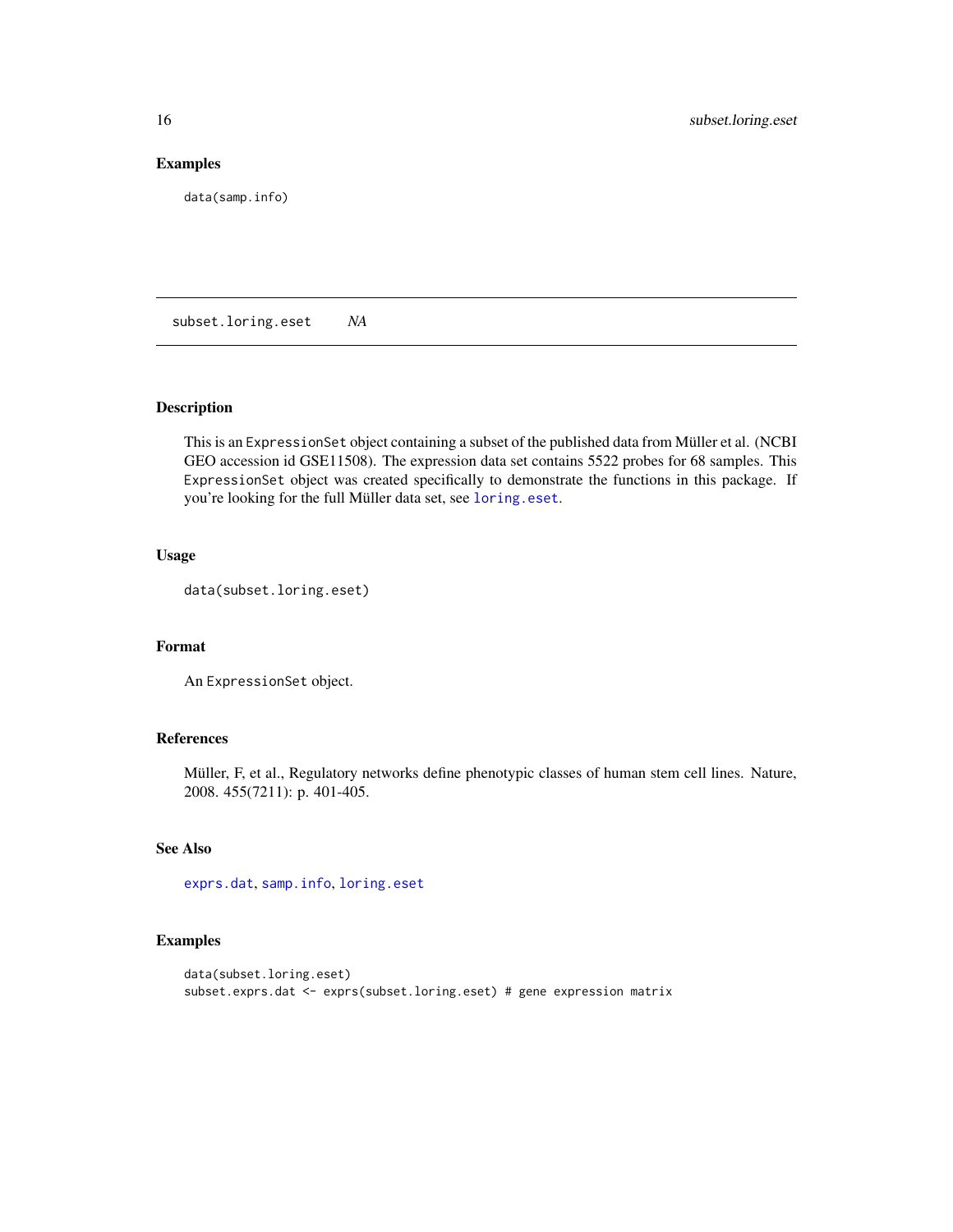### Examples

```
data(samp.info)
```

---

## subset.loring.eset *NA*

---

### Description

This is an `ExpressionSet` object containing a subset of the published data from Müller et al. (NCBI GEO accession id GSE11508). The expression data set contains 5522 probes for 68 samples. This `ExpressionSet` object was created specifically to demonstrate the functions in this package. If you're looking for the full Müller data set, see `loring.eset`.

### Usage

```
data(subset.loring.eset)
```

### Format

An `ExpressionSet` object.

### References

Müller, F, et al., Regulatory networks define phenotypic classes of human stem cell lines. Nature, 2008. 455(7211): p. 401-405.

### See Also

`exprs.dat`, `samp.info`, `loring.eset`

### Examples

```
data(subset.loring.eset)
subset.exprs.dat <- exprs(subset.loring.eset) # gene expression matrix
```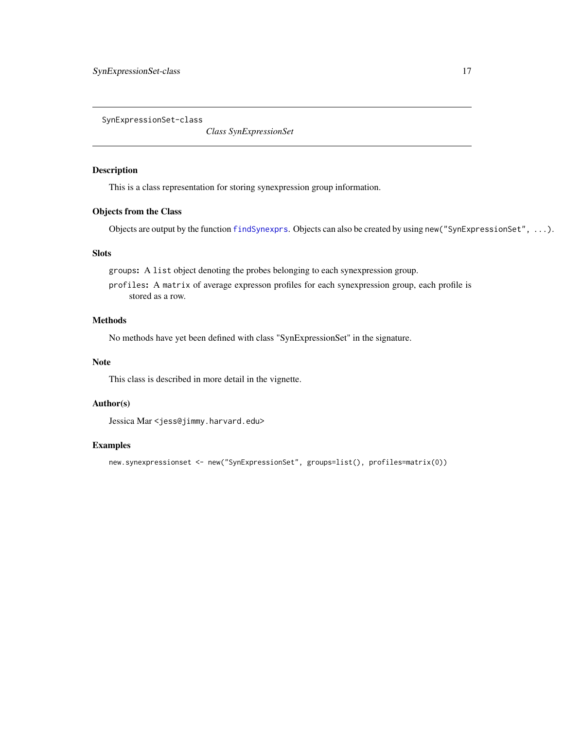SynExpressionSet-class

## Class SynExpressionSet

### Description

This is a class representation for storing synexpression group information.

### Objects from the Class

Objects are output by the function `findSynexprs`. Objects can also be created by using `new("SynExpressionSet", ...)`.

### Slots

- `groups`: A `list` object denoting the probes belonging to each synexpression group.
- `profiles`: A `matrix` of average expresson profiles for each synexpression group, each profile is stored as a row.

### Methods

No methods have yet been defined with class "SynExpressionSet" in the signature.

### Note

This class is described in more detail in the vignette.

### Author(s)

Jessica Mar <jess@jimmy.harvard.edu>

### Examples

```
new.synexpressionset <- new("SynExpressionSet", groups=list(), profiles=matrix(0))
```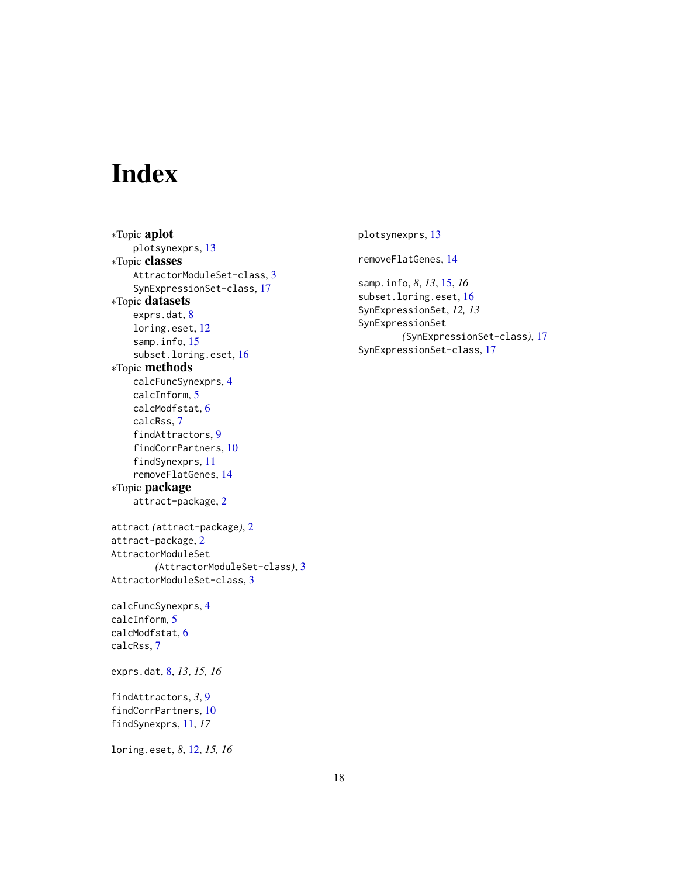# Index

*Topic **aplot**
  plotsynexprs, 13
*Topic **classes**
  AttractorModuleSet-class, 3
  SynExpressionSet-class, 17
*Topic **datasets**
  exprs.dat, 8
  loring.eset, 12
  samp.info, 15
  subset.loring.eset, 16
*Topic **methods**
  calcFuncSynexprs, 4
  calcInform, 5
  calcModfstat, 6
  calcRss, 7
  findAttractors, 9
  findCorrPartners, 10
  findSynexprs, 11
  removeFlatGenes, 14
*Topic **package**
  attract-package, 2

attract *(*attract-package*)*, 2
attract-package, 2
AttractorModuleSet
  *(*AttractorModuleSet-class*)*, 3
AttractorModuleSet-class, 3

calcFuncSynexprs, 4
calcInform, 5
calcModfstat, 6
calcRss, 7

exprs.dat, 8, *13*, *15, 16*

findAttractors, *3*, 9
findCorrPartners, 10
findSynexprs, 11, *17*

loring.eset, *8*, 12, *15, 16*

plotsynexprs, 13

removeFlatGenes, 14

samp.info, *8*, *13*, 15, *16*
subset.loring.eset, 16
SynExpressionSet, *12, 13*
SynExpressionSet
  *(*SynExpressionSet-class*)*, 17
SynExpressionSet-class, 17